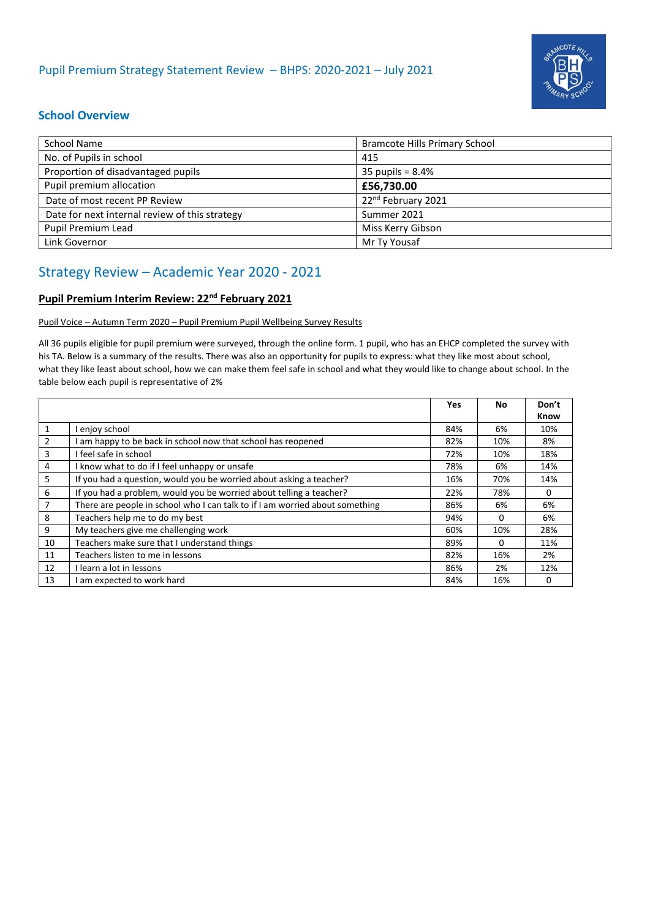# Pupil Premium Strategy Statement Review – BHPS: 2020-2021 – July 2021

## School Overview

| | |
|---|---|
| School Name | Bramcote Hills Primary School |
| No. of Pupils in school | 415 |
| Proportion of disadvantaged pupils | 35 pupils = 8.4% |
| Pupil premium allocation | **£56,730.00** |
| Date of most recent PP Review | 22nd February 2021 |
| Date for next internal review of this strategy | Summer 2021 |
| Pupil Premium Lead | Miss Kerry Gibson |
| Link Governor | Mr Ty Yousaf |

## Strategy Review – Academic Year 2020 - 2021

### Pupil Premium Interim Review: 22nd February 2021

Pupil Voice – Autumn Term 2020 – Pupil Premium Pupil Wellbeing Survey Results

All 36 pupils eligible for pupil premium were surveyed, through the online form. 1 pupil, who has an EHCP completed the survey with his TA. Below is a summary of the results. There was also an opportunity for pupils to express: what they like most about school, what they like least about school, how we can make them feel safe in school and what they would like to change about school. In the table below each pupil is representative of 2%

| | | Yes | No | Don't Know |
|---|---|---|---|---|
| 1 | I enjoy school | 84% | 6% | 10% |
| 2 | I am happy to be back in school now that school has reopened | 82% | 10% | 8% |
| 3 | I feel safe in school | 72% | 10% | 18% |
| 4 | I know what to do if I feel unhappy or unsafe | 78% | 6% | 14% |
| 5 | If you had a question, would you be worried about asking a teacher? | 16% | 70% | 14% |
| 6 | If you had a problem, would you be worried about telling a teacher? | 22% | 78% | 0 |
| 7 | There are people in school who I can talk to if I am worried about something | 86% | 6% | 6% |
| 8 | Teachers help me to do my best | 94% | 0 | 6% |
| 9 | My teachers give me challenging work | 60% | 10% | 28% |
| 10 | Teachers make sure that I understand things | 89% | 0 | 11% |
| 11 | Teachers listen to me in lessons | 82% | 16% | 2% |
| 12 | I learn a lot in lessons | 86% | 2% | 12% |
| 13 | I am expected to work hard | 84% | 16% | 0 |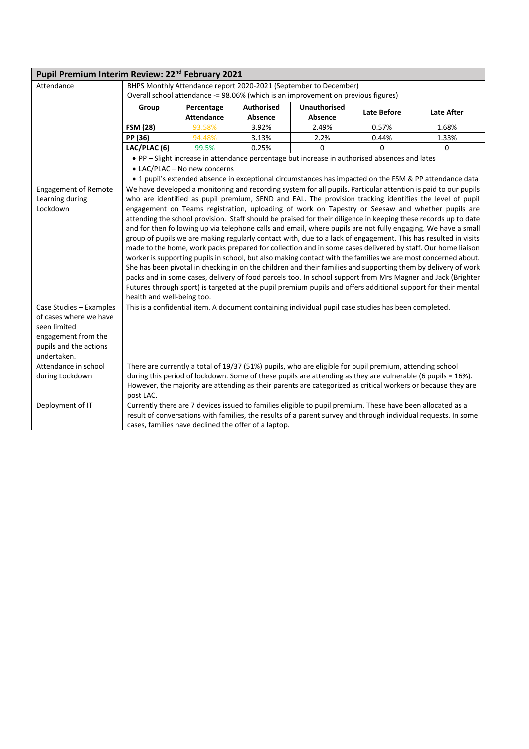## Pupil Premium Interim Review: 22nd February 2021

**Attendance**

BHPS Monthly Attendance report 2020-2021 (September to December)
Overall school attendance -= 98.06% (which is an improvement on previous figures)

| Group | Percentage Attendance | Authorised Absence | Unauthorised Absence | Late Before | Late After |
|---|---|---|---|---|---|
| **FSM (28)** | 93.58% | 3.92% | 2.49% | 0.57% | 1.68% |
| **PP (36)** | 94.48% | 3.13% | 2.2% | 0.44% | 1.33% |
| **LAC/PLAC (6)** | 99.5% | 0.25% | 0 | 0 | 0 |

- PP – Slight increase in attendance percentage but increase in authorised absences and lates
- LAC/PLAC – No new concerns
- 1 pupil's extended absence in exceptional circumstances has impacted on the FSM & PP attendance data

**Engagement of Remote Learning during Lockdown**

We have developed a monitoring and recording system for all pupils. Particular attention is paid to our pupils who are identified as pupil premium, SEND and EAL. The provision tracking identifies the level of pupil engagement on Teams registration, uploading of work on Tapestry or Seesaw and whether pupils are attending the school provision. Staff should be praised for their diligence in keeping these records up to date and for then following up via telephone calls and email, where pupils are not fully engaging. We have a small group of pupils we are making regularly contact with, due to a lack of engagement. This has resulted in visits made to the home, work packs prepared for collection and in some cases delivered by staff. Our home liaison worker is supporting pupils in school, but also making contact with the families we are most concerned about. She has been pivotal in checking in on the children and their families and supporting them by delivery of work packs and in some cases, delivery of food parcels too. In school support from Mrs Magner and Jack (Brighter Futures through sport) is targeted at the pupil premium pupils and offers additional support for their mental health and well-being too.

**Case Studies – Examples of cases where we have seen limited engagement from the pupils and the actions undertaken.**

This is a confidential item. A document containing individual pupil case studies has been completed.

**Attendance in school during Lockdown**

There are currently a total of 19/37 (51%) pupils, who are eligible for pupil premium, attending school during this period of lockdown. Some of these pupils are attending as they are vulnerable (6 pupils = 16%). However, the majority are attending as their parents are categorized as critical workers or because they are post LAC.

**Deployment of IT**

Currently there are 7 devices issued to families eligible to pupil premium. These have been allocated as a result of conversations with families, the results of a parent survey and through individual requests. In some cases, families have declined the offer of a laptop.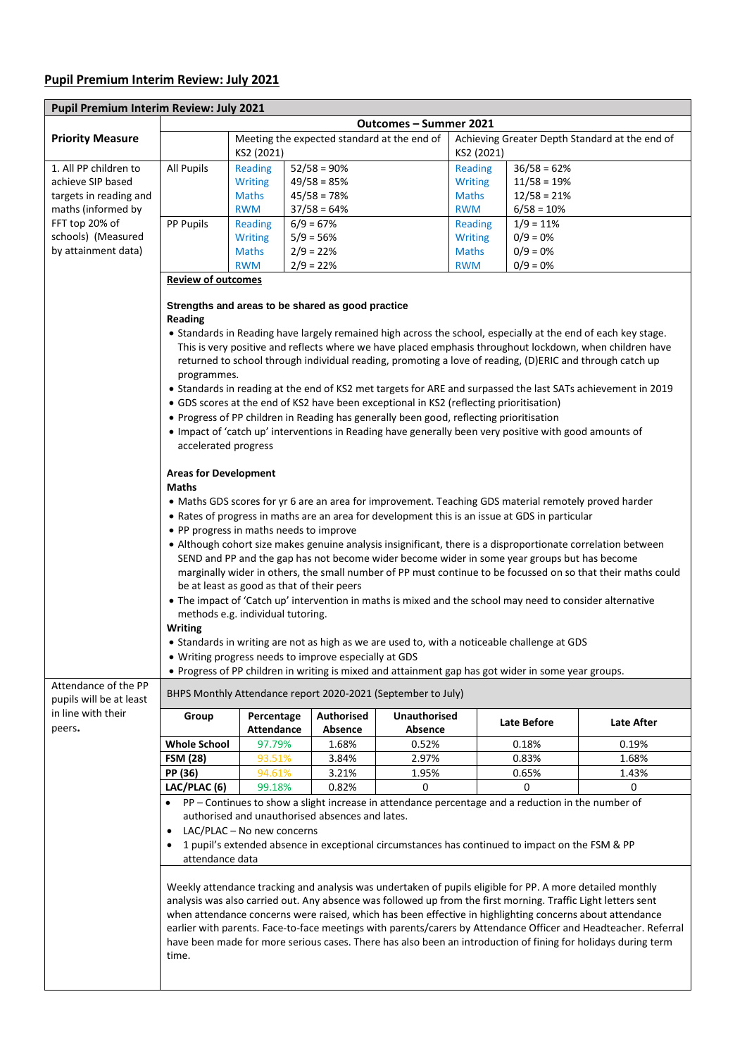## Pupil Premium Interim Review: July 2021

| Pupil Premium Interim Review: July 2021 | | | | | |
|---|---|---|---|---|---|
| **Priority Measure** | **Outcomes – Summer 2021** | | | | |
| | | Meeting the expected standard at the end of KS2 (2021) | | Achieving Greater Depth Standard at the end of KS2 (2021) | |
| 1. All PP children to achieve SIP based targets in reading and maths (informed by FFT top 20% of schools) (Measured by attainment data) | All Pupils | Reading<br>Writing<br>Maths<br>RWM | 52/58 = 90%<br>49/58 = 85%<br>45/58 = 78%<br>37/58 = 64% | Reading<br>Writing<br>Maths<br>RWM | 36/58 = 62%<br>11/58 = 19%<br>12/58 = 21%<br>6/58 = 10% |
| | PP Pupils | Reading<br>Writing<br>Maths<br>RWM | 6/9 = 67%<br>5/9 = 56%<br>2/9 = 22%<br>2/9 = 22% | Reading<br>Writing<br>Maths<br>RWM | 1/9 = 11%<br>0/9 = 0%<br>0/9 = 0%<br>0/9 = 0% |

**Review of outcomes**

**Strengths and areas to be shared as good practice**

**Reading**

- Standards in Reading have largely remained high across the school, especially at the end of each key stage. This is very positive and reflects where we have placed emphasis throughout lockdown, when children have returned to school through individual reading, promoting a love of reading, (D)ERIC and through catch up programmes.
- Standards in reading at the end of KS2 met targets for ARE and surpassed the last SATs achievement in 2019
- GDS scores at the end of KS2 have been exceptional in KS2 (reflecting prioritisation)
- Progress of PP children in Reading has generally been good, reflecting prioritisation
- Impact of 'catch up' interventions in Reading have generally been very positive with good amounts of accelerated progress

**Areas for Development**

**Maths**

- Maths GDS scores for yr 6 are an area for improvement. Teaching GDS material remotely proved harder
- Rates of progress in maths are an area for development this is an issue at GDS in particular
- PP progress in maths needs to improve
- Although cohort size makes genuine analysis insignificant, there is a disproportionate correlation between SEND and PP and the gap has not become wider become wider in some year groups but has become marginally wider in others, the small number of PP must continue to be focussed on so that their maths could be at least as good as that of their peers
- The impact of 'Catch up' intervention in maths is mixed and the school may need to consider alternative methods e.g. individual tutoring.

**Writing**

- Standards in writing are not as high as we are used to, with a noticeable challenge at GDS
- Writing progress needs to improve especially at GDS
- Progress of PP children in writing is mixed and attainment gap has got wider in some year groups.

Attendance of the PP pupils will be at least in line with their peers.

BHPS Monthly Attendance report 2020-2021 (September to July)

| Group | Percentage Attendance | Authorised Absence | Unauthorised Absence | Late Before | Late After |
|---|---|---|---|---|---|
| **Whole School** | 97.79% | 1.68% | 0.52% | 0.18% | 0.19% |
| **FSM (28)** | 93.51% | 3.84% | 2.97% | 0.83% | 1.68% |
| **PP (36)** | 94.61% | 3.21% | 1.95% | 0.65% | 1.43% |
| **LAC/PLAC (6)** | 99.18% | 0.82% | 0 | 0 | 0 |

- PP – Continues to show a slight increase in attendance percentage and a reduction in the number of authorised and unauthorised absences and lates.
- LAC/PLAC – No new concerns
- 1 pupil's extended absence in exceptional circumstances has continued to impact on the FSM & PP attendance data

Weekly attendance tracking and analysis was undertaken of pupils eligible for PP. A more detailed monthly analysis was also carried out. Any absence was followed up from the first morning. Traffic Light letters sent when attendance concerns were raised, which has been effective in highlighting concerns about attendance earlier with parents. Face-to-face meetings with parents/carers by Attendance Officer and Headteacher. Referral have been made for more serious cases. There has also been an introduction of fining for holidays during term time.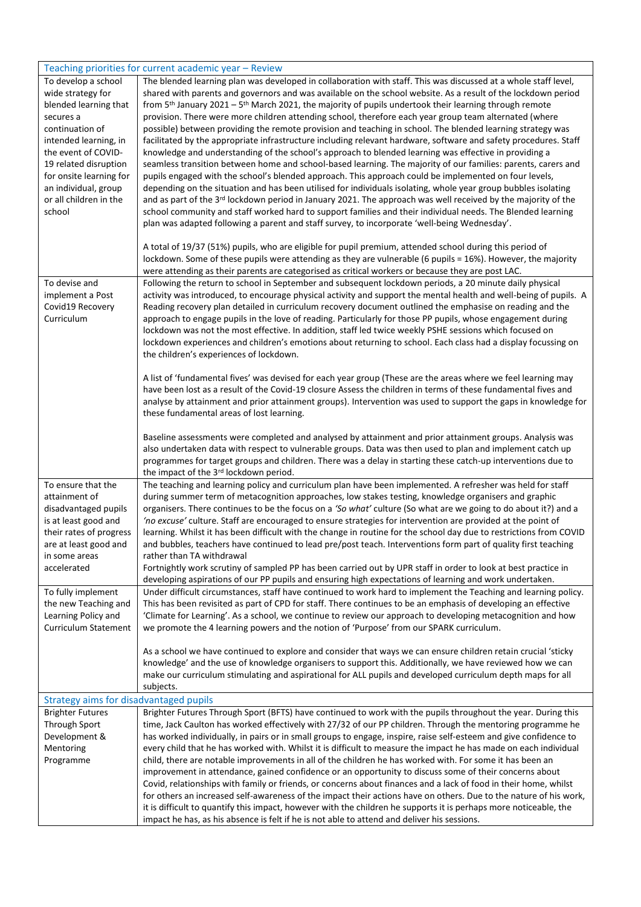| Teaching priorities for current academic year – Review | |
|---|---|
| To develop a school wide strategy for blended learning that secures a continuation of intended learning, in the event of COVID-19 related disruption for onsite learning for an individual, group or all children in the school | The blended learning plan was developed in collaboration with staff. This was discussed at a whole staff level, shared with parents and governors and was available on the school website. As a result of the lockdown period from 5th January 2021 – 5th March 2021, the majority of pupils undertook their learning through remote provision. There were more children attending school, therefore each year group team alternated (where possible) between providing the remote provision and teaching in school. The blended learning strategy was facilitated by the appropriate infrastructure including relevant hardware, software and safety procedures. Staff knowledge and understanding of the school's approach to blended learning was effective in providing a seamless transition between home and school-based learning. The majority of our families: parents, carers and pupils engaged with the school's blended approach. This approach could be implemented on four levels, depending on the situation and has been utilised for individuals isolating, whole year group bubbles isolating and as part of the 3rd lockdown period in January 2021. The approach was well received by the majority of the school community and staff worked hard to support families and their individual needs. The Blended learning plan was adapted following a parent and staff survey, to incorporate 'well-being Wednesday'.<br><br>A total of 19/37 (51%) pupils, who are eligible for pupil premium, attended school during this period of lockdown. Some of these pupils were attending as they are vulnerable (6 pupils = 16%). However, the majority were attending as their parents are categorised as critical workers or because they are post LAC. |
| To devise and implement a Post Covid19 Recovery Curriculum | Following the return to school in September and subsequent lockdown periods, a 20 minute daily physical activity was introduced, to encourage physical activity and support the mental health and well-being of pupils. A Reading recovery plan detailed in curriculum recovery document outlined the emphasise on reading and the approach to engage pupils in the love of reading. Particularly for those PP pupils, whose engagement during lockdown was not the most effective. In addition, staff led twice weekly PSHE sessions which focused on lockdown experiences and children's emotions about returning to school. Each class had a display focussing on the children's experiences of lockdown.<br><br>A list of 'fundamental fives' was devised for each year group (These are the areas where we feel learning may have been lost as a result of the Covid-19 closure Assess the children in terms of these fundamental fives and analyse by attainment and prior attainment groups). Intervention was used to support the gaps in knowledge for these fundamental areas of lost learning.<br><br>Baseline assessments were completed and analysed by attainment and prior attainment groups. Analysis was also undertaken data with respect to vulnerable groups. Data was then used to plan and implement catch up programmes for target groups and children. There was a delay in starting these catch-up interventions due to the impact of the 3rd lockdown period. |
| To ensure that the attainment of disadvantaged pupils is at least good and their rates of progress are at least good and in some areas accelerated | The teaching and learning policy and curriculum plan have been implemented. A refresher was held for staff during summer term of metacognition approaches, low stakes testing, knowledge organisers and graphic organisers. There continues to be the focus on a *'So what'* culture (So what are we going to do about it?) and a *'no excuse'* culture. Staff are encouraged to ensure strategies for intervention are provided at the point of learning. Whilst it has been difficult with the change in routine for the school day due to restrictions from COVID and bubbles, teachers have continued to lead pre/post teach. Interventions form part of quality first teaching rather than TA withdrawal<br>Fortnightly work scrutiny of sampled PP has been carried out by UPR staff in order to look at best practice in developing aspirations of our PP pupils and ensuring high expectations of learning and work undertaken. |
| To fully implement the new Teaching and Learning Policy and Curriculum Statement | Under difficult circumstances, staff have continued to work hard to implement the Teaching and learning policy. This has been revisited as part of CPD for staff. There continues to be an emphasis of developing an effective 'Climate for Learning'. As a school, we continue to review our approach to developing metacognition and how we promote the 4 learning powers and the notion of 'Purpose' from our SPARK curriculum.<br><br>As a school we have continued to explore and consider that ways we can ensure children retain crucial 'sticky knowledge' and the use of knowledge organisers to support this. Additionally, we have reviewed how we can make our curriculum stimulating and aspirational for ALL pupils and developed curriculum depth maps for all subjects. |
| **Strategy aims for disadvantaged pupils** | |
| Brighter Futures Through Sport Development & Mentoring Programme | Brighter Futures Through Sport (BFTS) have continued to work with the pupils throughout the year. During this time, Jack Caulton has worked effectively with 27/32 of our PP children. Through the mentoring programme he has worked individually, in pairs or in small groups to engage, inspire, raise self-esteem and give confidence to every child that he has worked with. Whilst it is difficult to measure the impact he has made on each individual child, there are notable improvements in all of the children he has worked with. For some it has been an improvement in attendance, gained confidence or an opportunity to discuss some of their concerns about Covid, relationships with family or friends, or concerns about finances and a lack of food in their home, whilst for others an increased self-awareness of the impact their actions have on others. Due to the nature of his work, it is difficult to quantify this impact, however with the children he supports it is perhaps more noticeable, the impact he has, as his absence is felt if he is not able to attend and deliver his sessions. |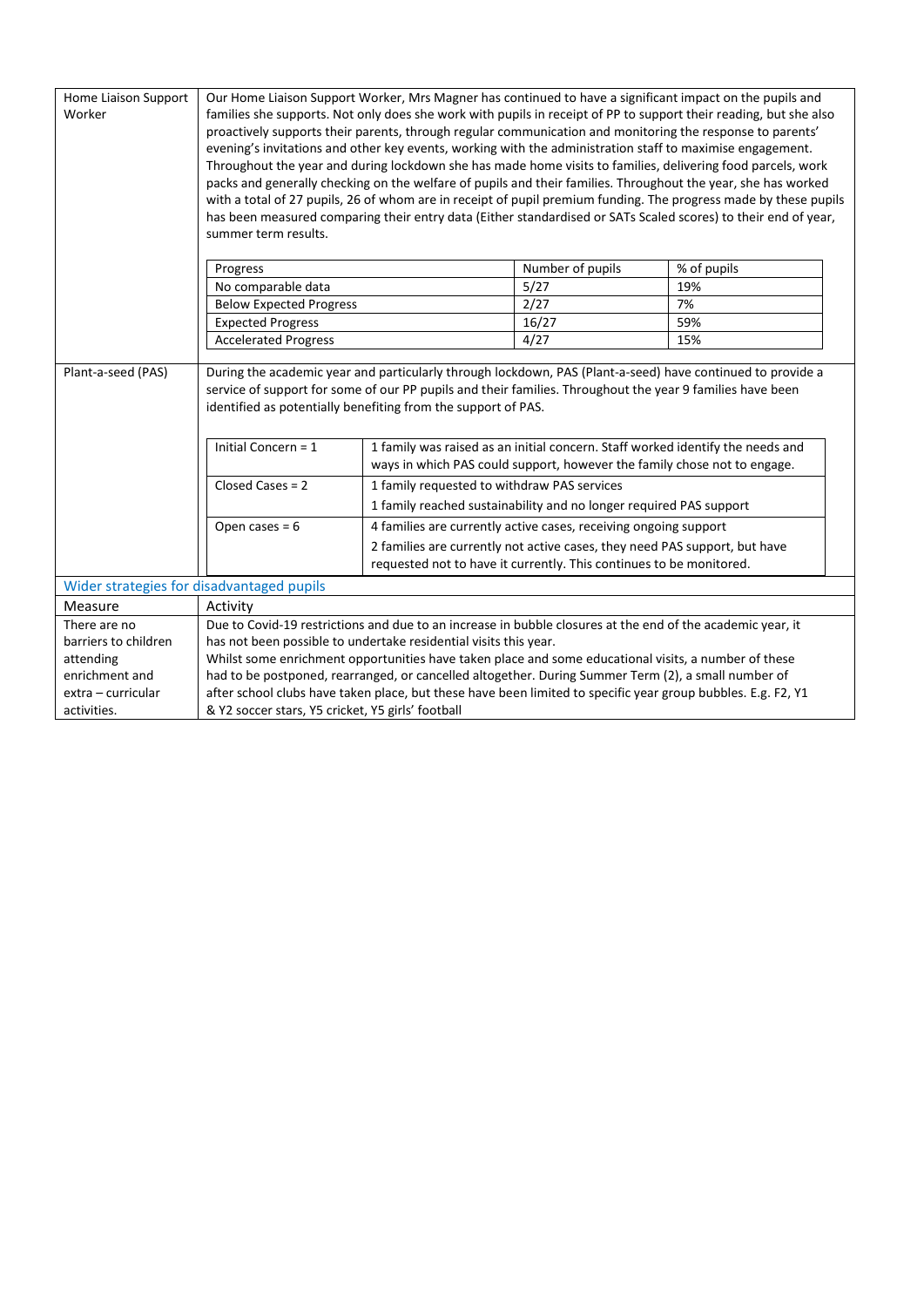| | |
|---|---|
| Home Liaison Support Worker | Our Home Liaison Support Worker, Mrs Magner has continued to have a significant impact on the pupils and families she supports. Not only does she work with pupils in receipt of PP to support their reading, but she also proactively supports their parents, through regular communication and monitoring the response to parents' evening's invitations and other key events, working with the administration staff to maximise engagement. Throughout the year and during lockdown she has made home visits to families, delivering food parcels, work packs and generally checking on the welfare of pupils and their families. Throughout the year, she has worked with a total of 27 pupils, 26 of whom are in receipt of pupil premium funding. The progress made by these pupils has been measured comparing their entry data (Either standardised or SATs Scaled scores) to their end of year, summer term results. |

| Progress | Number of pupils | % of pupils |
|---|---|---|
| No comparable data | 5/27 | 19% |
| Below Expected Progress | 2/27 | 7% |
| Expected Progress | 16/27 | 59% |
| Accelerated Progress | 4/27 | 15% |

| | |
|---|---|
| Plant-a-seed (PAS) | During the academic year and particularly through lockdown, PAS (Plant-a-seed) have continued to provide a service of support for some of our PP pupils and their families. Throughout the year 9 families have been identified as potentially benefiting from the support of PAS. |

| | |
|---|---|
| Initial Concern = 1 | 1 family was raised as an initial concern. Staff worked identify the needs and ways in which PAS could support, however the family chose not to engage. |
| Closed Cases = 2 | 1 family requested to withdraw PAS services<br>1 family reached sustainability and no longer required PAS support |
| Open cases = 6 | 4 families are currently active cases, receiving ongoing support<br>2 families are currently not active cases, they need PAS support, but have requested not to have it currently. This continues to be monitored. |

## Wider strategies for disadvantaged pupils

| Measure | Activity |
|---|---|
| There are no barriers to children attending enrichment and extra – curricular activities. | Due to Covid-19 restrictions and due to an increase in bubble closures at the end of the academic year, it has not been possible to undertake residential visits this year.<br>Whilst some enrichment opportunities have taken place and some educational visits, a number of these had to be postponed, rearranged, or cancelled altogether. During Summer Term (2), a small number of after school clubs have taken place, but these have been limited to specific year group bubbles. E.g. F2, Y1 & Y2 soccer stars, Y5 cricket, Y5 girls' football |